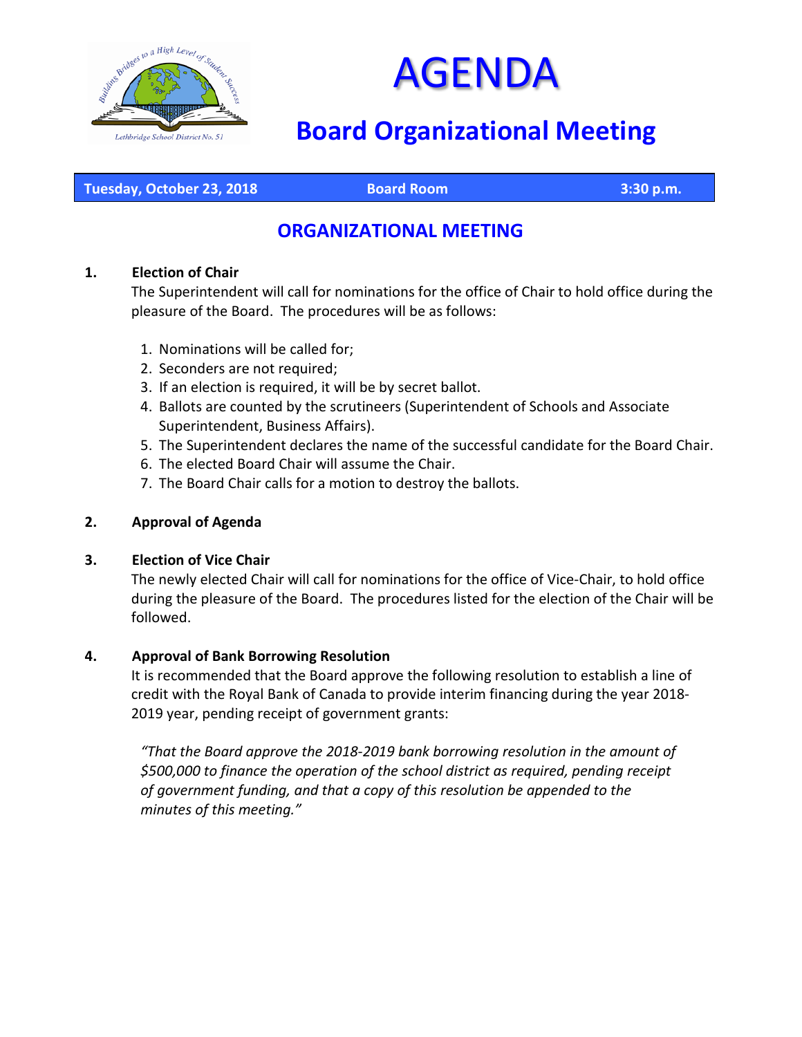# AGENDA

## Board Organizational Meeting

**Tuesday, October 23, 2018** | **Board Room** | **3:30 p.m.**

## ORGANIZATIONAL MEETING

**1. Election of Chair**

The Superintendent will call for nominations for the office of Chair to hold office during the pleasure of the Board. The procedures will be as follows:

1. Nominations will be called for;
2. Seconders are not required;
3. If an election is required, it will be by secret ballot.
4. Ballots are counted by the scrutineers (Superintendent of Schools and Associate Superintendent, Business Affairs).
5. The Superintendent declares the name of the successful candidate for the Board Chair.
6. The elected Board Chair will assume the Chair.
7. The Board Chair calls for a motion to destroy the ballots.

**2. Approval of Agenda**

**3. Election of Vice Chair**

The newly elected Chair will call for nominations for the office of Vice-Chair, to hold office during the pleasure of the Board. The procedures listed for the election of the Chair will be followed.

**4. Approval of Bank Borrowing Resolution**

It is recommended that the Board approve the following resolution to establish a line of credit with the Royal Bank of Canada to provide interim financing during the year 2018-2019 year, pending receipt of government grants:

*"That the Board approve the 2018-2019 bank borrowing resolution in the amount of $500,000 to finance the operation of the school district as required, pending receipt of government funding, and that a copy of this resolution be appended to the minutes of this meeting."*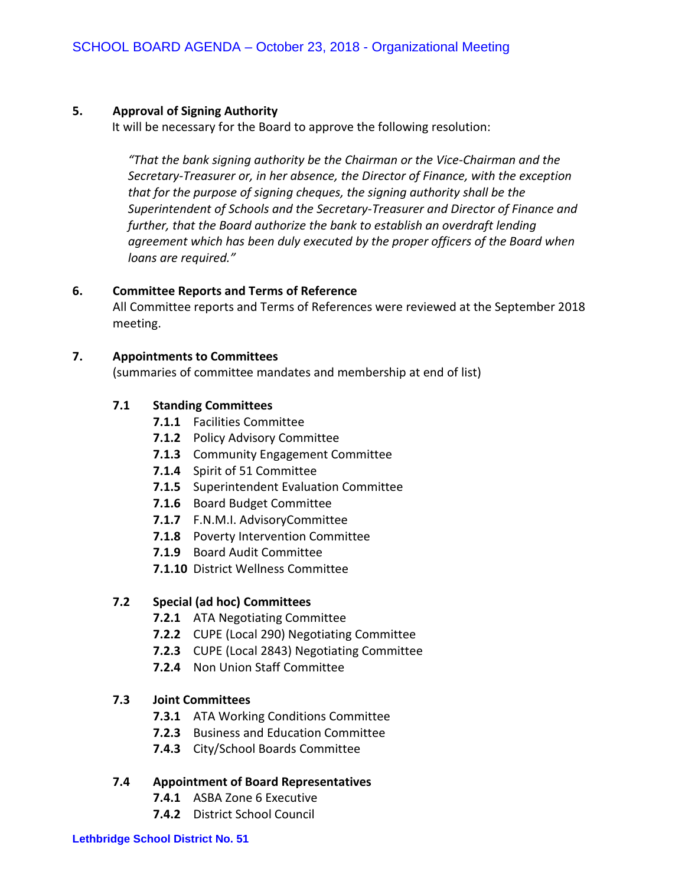## 5. Approval of Signing Authority

It will be necessary for the Board to approve the following resolution:

> *"That the bank signing authority be the Chairman or the Vice-Chairman and the Secretary-Treasurer or, in her absence, the Director of Finance, with the exception that for the purpose of signing cheques, the signing authority shall be the Superintendent of Schools and the Secretary-Treasurer and Director of Finance and further, that the Board authorize the bank to establish an overdraft lending agreement which has been duly executed by the proper officers of the Board when loans are required."*

## 6. Committee Reports and Terms of Reference

All Committee reports and Terms of References were reviewed at the September 2018 meeting.

## 7. Appointments to Committees

(summaries of committee mandates and membership at end of list)

### 7.1 Standing Committees

- **7.1.1** Facilities Committee
- **7.1.2** Policy Advisory Committee
- **7.1.3** Community Engagement Committee
- **7.1.4** Spirit of 51 Committee
- **7.1.5** Superintendent Evaluation Committee
- **7.1.6** Board Budget Committee
- **7.1.7** F.N.M.I. AdvisoryCommittee
- **7.1.8** Poverty Intervention Committee
- **7.1.9** Board Audit Committee
- **7.1.10** District Wellness Committee

### 7.2 Special (ad hoc) Committees

- **7.2.1** ATA Negotiating Committee
- **7.2.2** CUPE (Local 290) Negotiating Committee
- **7.2.3** CUPE (Local 2843) Negotiating Committee
- **7.2.4** Non Union Staff Committee

### 7.3 Joint Committees

- **7.3.1** ATA Working Conditions Committee
- **7.2.3** Business and Education Committee
- **7.4.3** City/School Boards Committee

### 7.4 Appointment of Board Representatives

- **7.4.1** ASBA Zone 6 Executive
- **7.4.2** District School Council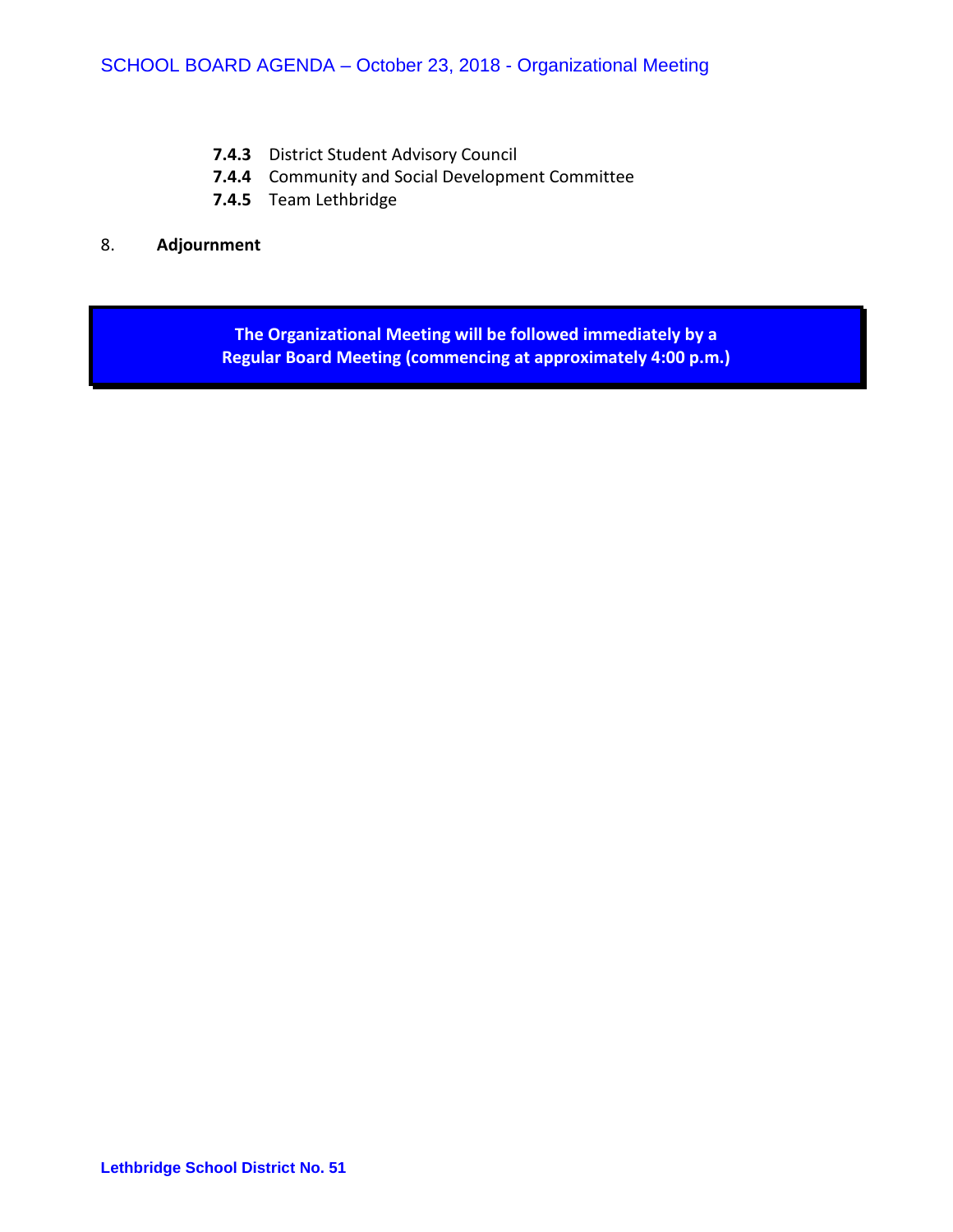**7.4.3** District Student Advisory Council
**7.4.4** Community and Social Development Committee
**7.4.5** Team Lethbridge

8. **Adjournment**

**The Organizational Meeting will be followed immediately by a Regular Board Meeting (commencing at approximately 4:00 p.m.)**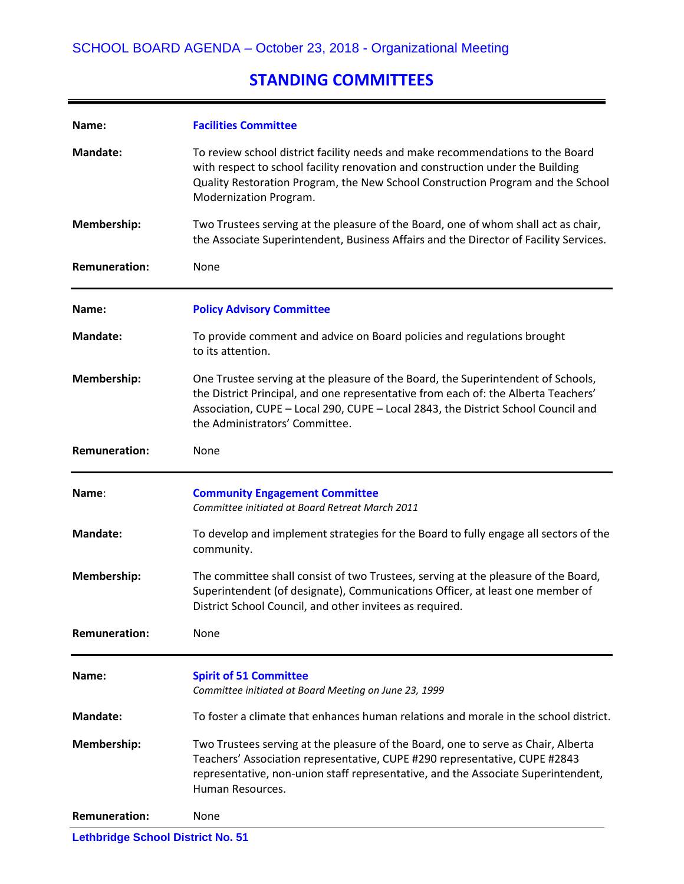# STANDING COMMITTEES

| | |
|---|---|
| **Name:** | **Facilities Committee** |
| **Mandate:** | To review school district facility needs and make recommendations to the Board with respect to school facility renovation and construction under the Building Quality Restoration Program, the New School Construction Program and the School Modernization Program. |
| **Membership:** | Two Trustees serving at the pleasure of the Board, one of whom shall act as chair, the Associate Superintendent, Business Affairs and the Director of Facility Services. |
| **Remuneration:** | None |

| | |
|---|---|
| **Name:** | **Policy Advisory Committee** |
| **Mandate:** | To provide comment and advice on Board policies and regulations brought to its attention. |
| **Membership:** | One Trustee serving at the pleasure of the Board, the Superintendent of Schools, the District Principal, and one representative from each of: the Alberta Teachers' Association, CUPE – Local 290, CUPE – Local 2843, the District School Council and the Administrators' Committee. |
| **Remuneration:** | None |

| | |
|---|---|
| **Name**: | **Community Engagement Committee** *Committee initiated at Board Retreat March 2011* |
| **Mandate:** | To develop and implement strategies for the Board to fully engage all sectors of the community. |
| **Membership:** | The committee shall consist of two Trustees, serving at the pleasure of the Board, Superintendent (of designate), Communications Officer, at least one member of District School Council, and other invitees as required. |
| **Remuneration:** | None |

| | |
|---|---|
| **Name:** | **Spirit of 51 Committee** *Committee initiated at Board Meeting on June 23, 1999* |
| **Mandate:** | To foster a climate that enhances human relations and morale in the school district. |
| **Membership:** | Two Trustees serving at the pleasure of the Board, one to serve as Chair, Alberta Teachers' Association representative, CUPE #290 representative, CUPE #2843 representative, non-union staff representative, and the Associate Superintendent, Human Resources. |
| **Remuneration:** | None |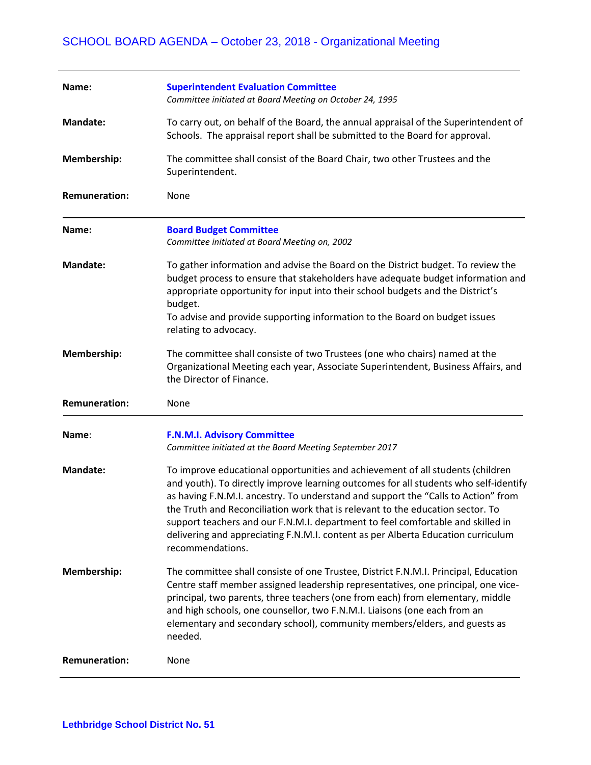| | |
|---|---|
| **Name:** | **Superintendent Evaluation Committee**<br>*Committee initiated at Board Meeting on October 24, 1995* |
| **Mandate:** | To carry out, on behalf of the Board, the annual appraisal of the Superintendent of Schools. The appraisal report shall be submitted to the Board for approval. |
| **Membership:** | The committee shall consist of the Board Chair, two other Trustees and the Superintendent. |
| **Remuneration:** | None |

---

| | |
|---|---|
| **Name:** | **Board Budget Committee**<br>*Committee initiated at Board Meeting on, 2002* |
| **Mandate:** | To gather information and advise the Board on the District budget. To review the budget process to ensure that stakeholders have adequate budget information and appropriate opportunity for input into their school budgets and the District's budget.<br>To advise and provide supporting information to the Board on budget issues relating to advocacy. |
| **Membership:** | The committee shall consiste of two Trustees (one who chairs) named at the Organizational Meeting each year, Associate Superintendent, Business Affairs, and the Director of Finance. |
| **Remuneration:** | None |

---

| | |
|---|---|
| **Name**: | **F.N.M.I. Advisory Committee**<br>*Committee initiated at the Board Meeting September 2017* |
| **Mandate:** | To improve educational opportunities and achievement of all students (children and youth). To directly improve learning outcomes for all students who self-identify as having F.N.M.I. ancestry. To understand and support the "Calls to Action" from the Truth and Reconciliation work that is relevant to the education sector. To support teachers and our F.N.M.I. department to feel comfortable and skilled in delivering and appreciating F.N.M.I. content as per Alberta Education curriculum recommendations. |
| **Membership:** | The committee shall consiste of one Trustee, District F.N.M.I. Principal, Education Centre staff member assigned leadership representatives, one principal, one vice-principal, two parents, three teachers (one from each) from elementary, middle and high schools, one counsellor, two F.N.M.I. Liaisons (one each from an elementary and secondary school), community members/elders, and guests as needed. |
| **Remuneration:** | None |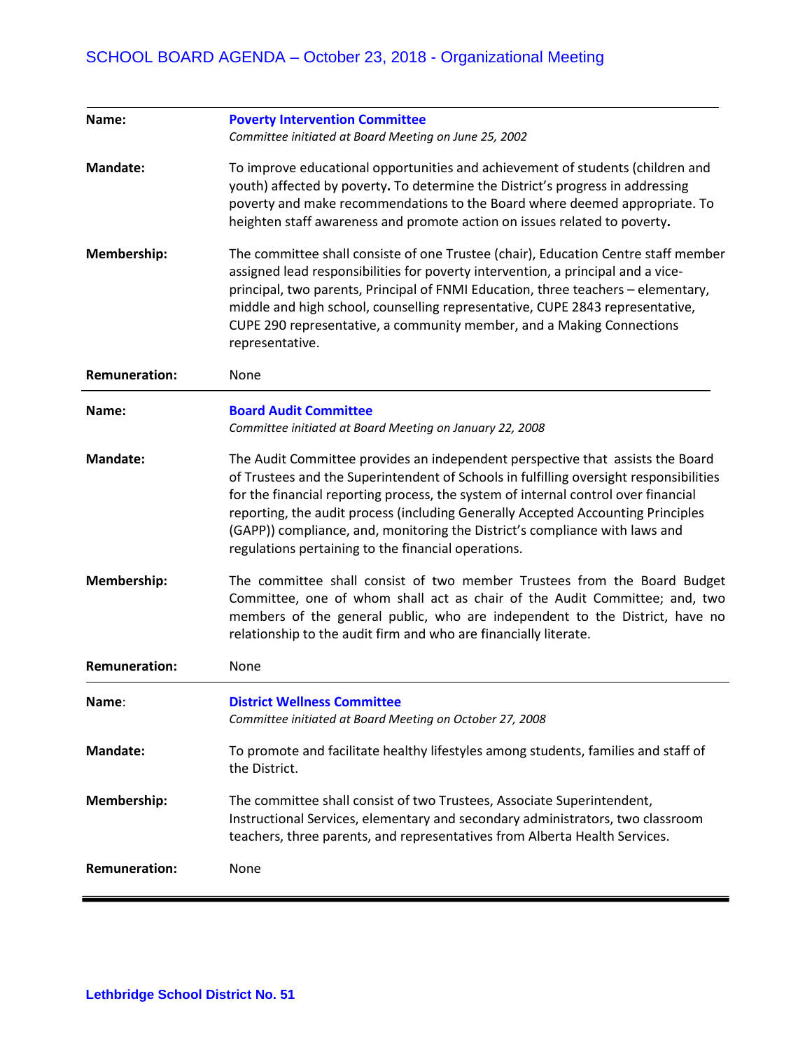| | |
|---|---|
| **Name:** | **Poverty Intervention Committee**<br>*Committee initiated at Board Meeting on June 25, 2002* |
| **Mandate:** | To improve educational opportunities and achievement of students (children and youth) affected by poverty. To determine the District's progress in addressing poverty and make recommendations to the Board where deemed appropriate. To heighten staff awareness and promote action on issues related to poverty. |
| **Membership:** | The committee shall consiste of one Trustee (chair), Education Centre staff member assigned lead responsibilities for poverty intervention, a principal and a vice-principal, two parents, Principal of FNMI Education, three teachers – elementary, middle and high school, counselling representative, CUPE 2843 representative, CUPE 290 representative, a community member, and a Making Connections representative. |
| **Remuneration:** | None |

| | |
|---|---|
| **Name:** | **Board Audit Committee**<br>*Committee initiated at Board Meeting on January 22, 2008* |
| **Mandate:** | The Audit Committee provides an independent perspective that assists the Board of Trustees and the Superintendent of Schools in fulfilling oversight responsibilities for the financial reporting process, the system of internal control over financial reporting, the audit process (including Generally Accepted Accounting Principles (GAPP)) compliance, and, monitoring the District's compliance with laws and regulations pertaining to the financial operations. |
| **Membership:** | The committee shall consist of two member Trustees from the Board Budget Committee, one of whom shall act as chair of the Audit Committee; and, two members of the general public, who are independent to the District, have no relationship to the audit firm and who are financially literate. |
| **Remuneration:** | None |

| | |
|---|---|
| **Name:** | **District Wellness Committee**<br>*Committee initiated at Board Meeting on October 27, 2008* |
| **Mandate:** | To promote and facilitate healthy lifestyles among students, families and staff of the District. |
| **Membership:** | The committee shall consist of two Trustees, Associate Superintendent, Instructional Services, elementary and secondary administrators, two classroom teachers, three parents, and representatives from Alberta Health Services. |
| **Remuneration:** | None |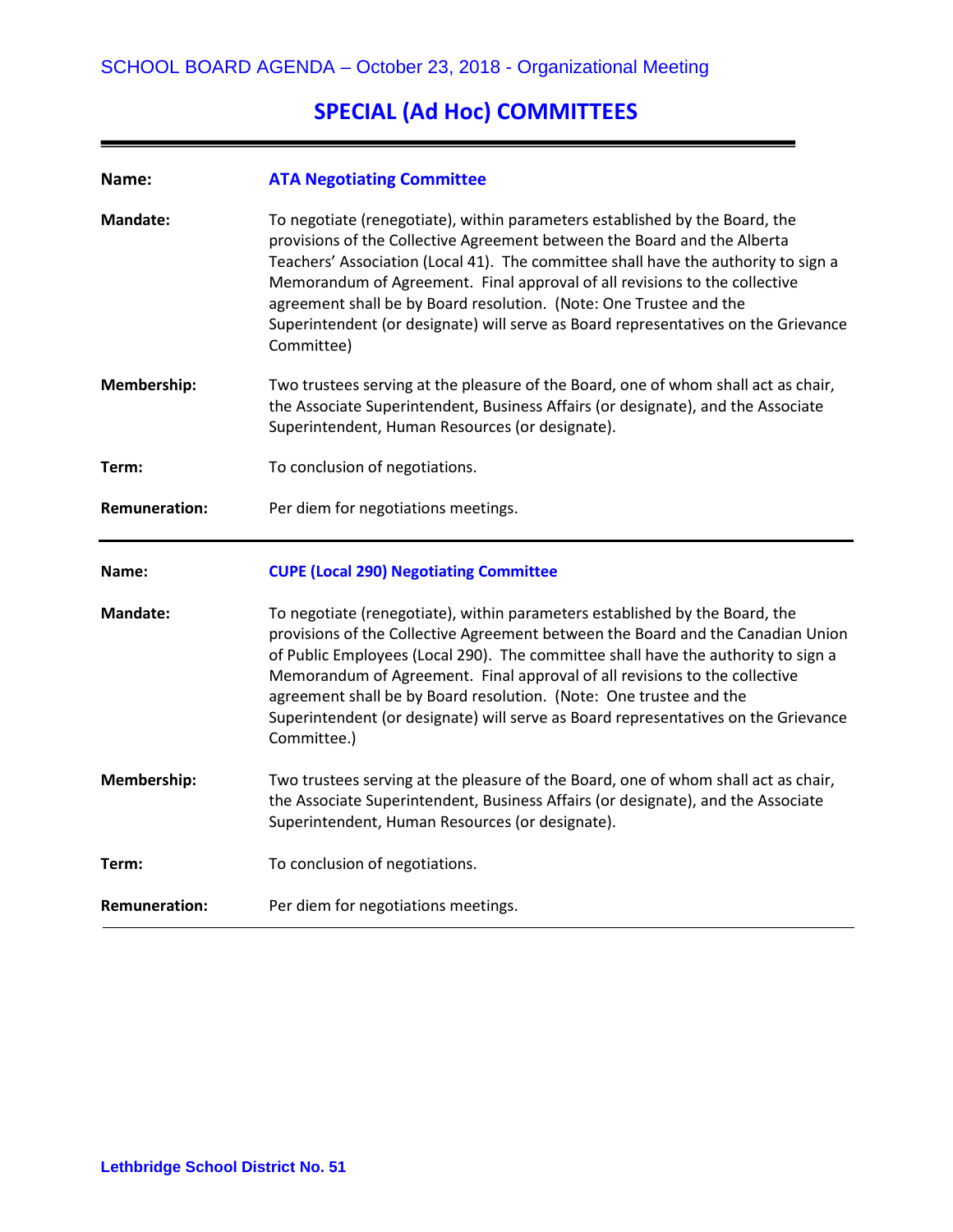## SPECIAL (Ad Hoc) COMMITTEES

| | |
|---|---|
| **Name:** | **ATA Negotiating Committee** |
| **Mandate:** | To negotiate (renegotiate), within parameters established by the Board, the provisions of the Collective Agreement between the Board and the Alberta Teachers' Association (Local 41). The committee shall have the authority to sign a Memorandum of Agreement. Final approval of all revisions to the collective agreement shall be by Board resolution. (Note: One Trustee and the Superintendent (or designate) will serve as Board representatives on the Grievance Committee) |
| **Membership:** | Two trustees serving at the pleasure of the Board, one of whom shall act as chair, the Associate Superintendent, Business Affairs (or designate), and the Associate Superintendent, Human Resources (or designate). |
| **Term:** | To conclusion of negotiations. |
| **Remuneration:** | Per diem for negotiations meetings. |

| | |
|---|---|
| **Name:** | **CUPE (Local 290) Negotiating Committee** |
| **Mandate:** | To negotiate (renegotiate), within parameters established by the Board, the provisions of the Collective Agreement between the Board and the Canadian Union of Public Employees (Local 290). The committee shall have the authority to sign a Memorandum of Agreement. Final approval of all revisions to the collective agreement shall be by Board resolution. (Note: One trustee and the Superintendent (or designate) will serve as Board representatives on the Grievance Committee.) |
| **Membership:** | Two trustees serving at the pleasure of the Board, one of whom shall act as chair, the Associate Superintendent, Business Affairs (or designate), and the Associate Superintendent, Human Resources (or designate). |
| **Term:** | To conclusion of negotiations. |
| **Remuneration:** | Per diem for negotiations meetings. |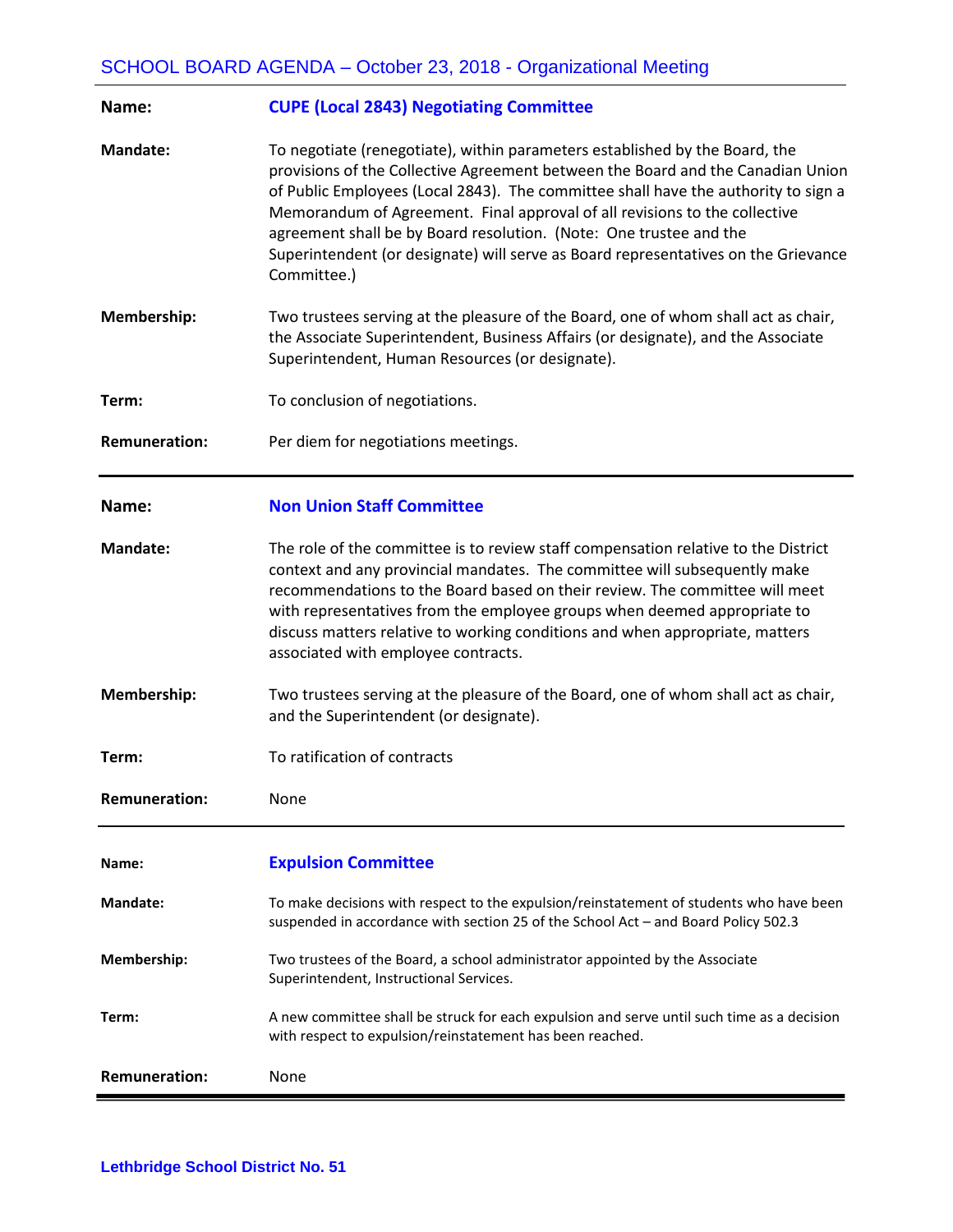| | |
|---|---|
| **Name:** | **CUPE (Local 2843) Negotiating Committee** |
| **Mandate:** | To negotiate (renegotiate), within parameters established by the Board, the provisions of the Collective Agreement between the Board and the Canadian Union of Public Employees (Local 2843). The committee shall have the authority to sign a Memorandum of Agreement. Final approval of all revisions to the collective agreement shall be by Board resolution. (Note: One trustee and the Superintendent (or designate) will serve as Board representatives on the Grievance Committee.) |
| **Membership:** | Two trustees serving at the pleasure of the Board, one of whom shall act as chair, the Associate Superintendent, Business Affairs (or designate), and the Associate Superintendent, Human Resources (or designate). |
| **Term:** | To conclusion of negotiations. |
| **Remuneration:** | Per diem for negotiations meetings. |

---

| | |
|---|---|
| **Name:** | **Non Union Staff Committee** |
| **Mandate:** | The role of the committee is to review staff compensation relative to the District context and any provincial mandates. The committee will subsequently make recommendations to the Board based on their review. The committee will meet with representatives from the employee groups when deemed appropriate to discuss matters relative to working conditions and when appropriate, matters associated with employee contracts. |
| **Membership:** | Two trustees serving at the pleasure of the Board, one of whom shall act as chair, and the Superintendent (or designate). |
| **Term:** | To ratification of contracts |
| **Remuneration:** | None |

---

| | |
|---|---|
| **Name:** | **Expulsion Committee** |
| **Mandate:** | To make decisions with respect to the expulsion/reinstatement of students who have been suspended in accordance with section 25 of the School Act – and Board Policy 502.3 |
| **Membership:** | Two trustees of the Board, a school administrator appointed by the Associate Superintendent, Instructional Services. |
| **Term:** | A new committee shall be struck for each expulsion and serve until such time as a decision with respect to expulsion/reinstatement has been reached. |
| **Remuneration:** | None |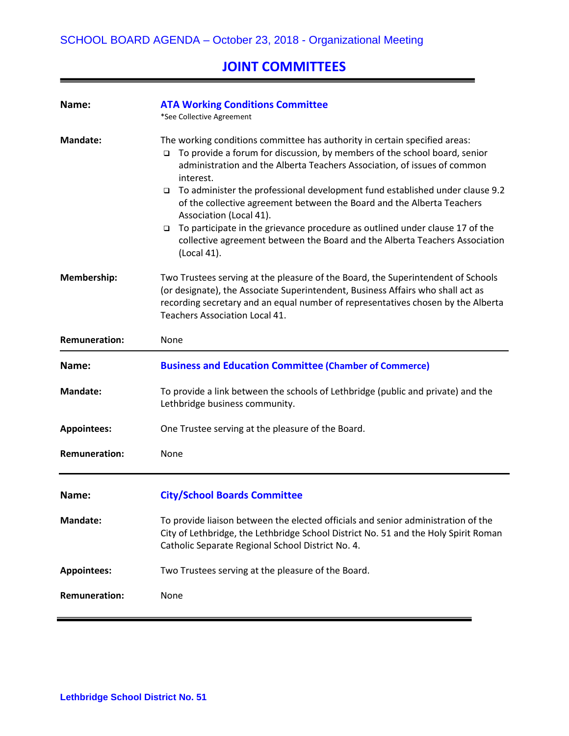# JOINT COMMITTEES

**Name:** **ATA Working Conditions Committee**
*See Collective Agreement

**Mandate:** The working conditions committee has authority in certain specified areas:

- To provide a forum for discussion, by members of the school board, senior administration and the Alberta Teachers Association, of issues of common interest.
- To administer the professional development fund established under clause 9.2 of the collective agreement between the Board and the Alberta Teachers Association (Local 41).
- To participate in the grievance procedure as outlined under clause 17 of the collective agreement between the Board and the Alberta Teachers Association (Local 41).

**Membership:** Two Trustees serving at the pleasure of the Board, the Superintendent of Schools (or designate), the Associate Superintendent, Business Affairs who shall act as recording secretary and an equal number of representatives chosen by the Alberta Teachers Association Local 41.

**Remuneration:** None

---

**Name:** **Business and Education Committee (Chamber of Commerce)**

**Mandate:** To provide a link between the schools of Lethbridge (public and private) and the Lethbridge business community.

**Appointees:** One Trustee serving at the pleasure of the Board.

**Remuneration:** None

---

**Name:** **City/School Boards Committee**

**Mandate:** To provide liaison between the elected officials and senior administration of the City of Lethbridge, the Lethbridge School District No. 51 and the Holy Spirit Roman Catholic Separate Regional School District No. 4.

**Appointees:** Two Trustees serving at the pleasure of the Board.

**Remuneration:** None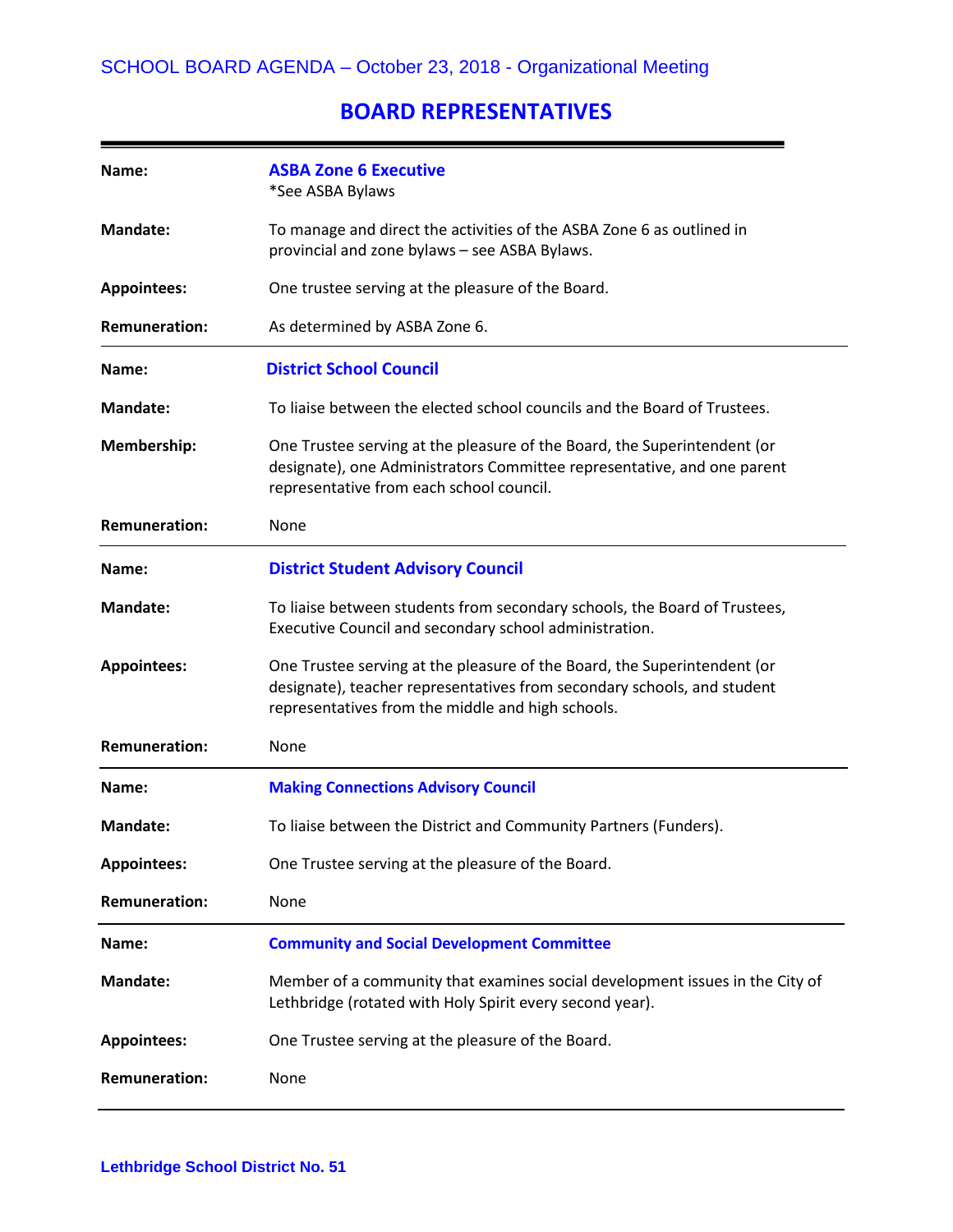# BOARD REPRESENTATIVES

| | |
|---|---|
| **Name:** | **ASBA Zone 6 Executive**<br>*See ASBA Bylaws |
| **Mandate:** | To manage and direct the activities of the ASBA Zone 6 as outlined in provincial and zone bylaws – see ASBA Bylaws. |
| **Appointees:** | One trustee serving at the pleasure of the Board. |
| **Remuneration:** | As determined by ASBA Zone 6. |

| | |
|---|---|
| **Name:** | **District School Council** |
| **Mandate:** | To liaise between the elected school councils and the Board of Trustees. |
| **Membership:** | One Trustee serving at the pleasure of the Board, the Superintendent (or designate), one Administrators Committee representative, and one parent representative from each school council. |
| **Remuneration:** | None |

| | |
|---|---|
| **Name:** | **District Student Advisory Council** |
| **Mandate:** | To liaise between students from secondary schools, the Board of Trustees, Executive Council and secondary school administration. |
| **Appointees:** | One Trustee serving at the pleasure of the Board, the Superintendent (or designate), teacher representatives from secondary schools, and student representatives from the middle and high schools. |
| **Remuneration:** | None |

| | |
|---|---|
| **Name:** | **Making Connections Advisory Council** |
| **Mandate:** | To liaise between the District and Community Partners (Funders). |
| **Appointees:** | One Trustee serving at the pleasure of the Board. |
| **Remuneration:** | None |

| | |
|---|---|
| **Name:** | **Community and Social Development Committee** |
| **Mandate:** | Member of a community that examines social development issues in the City of Lethbridge (rotated with Holy Spirit every second year). |
| **Appointees:** | One Trustee serving at the pleasure of the Board. |
| **Remuneration:** | None |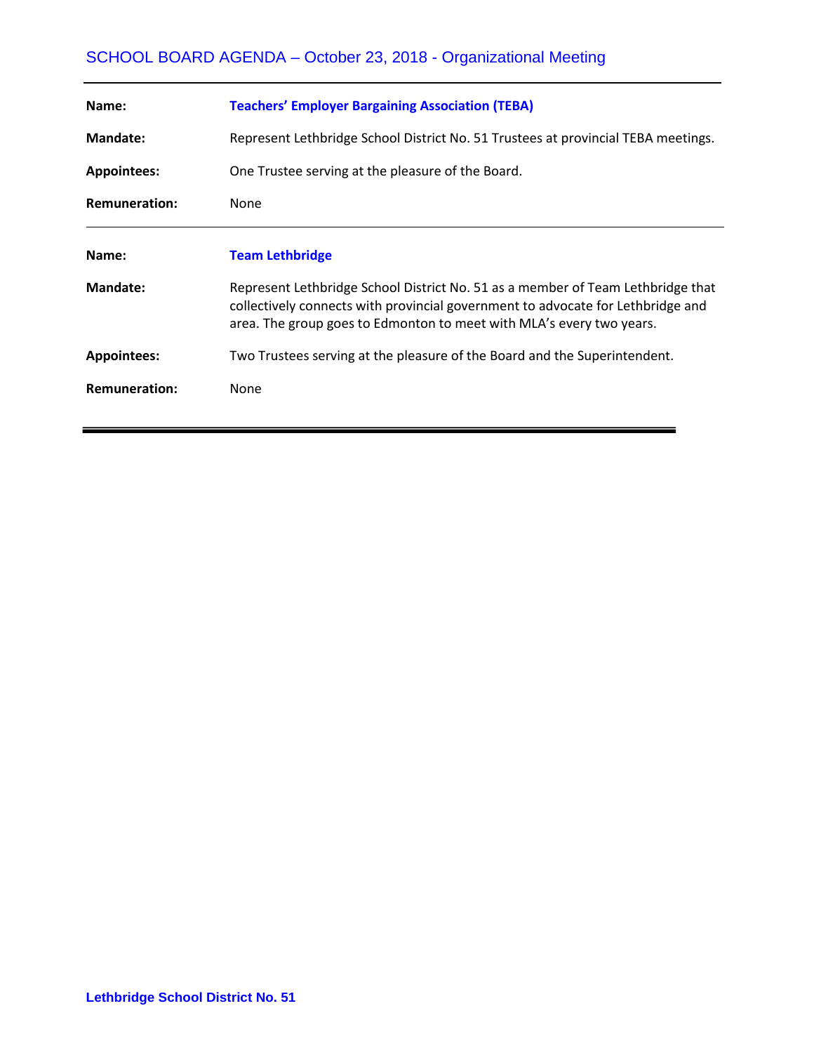| | |
|---|---|
| **Name:** | **Teachers' Employer Bargaining Association (TEBA)** |
| **Mandate:** | Represent Lethbridge School District No. 51 Trustees at provincial TEBA meetings. |
| **Appointees:** | One Trustee serving at the pleasure of the Board. |
| **Remuneration:** | None |

| | |
|---|---|
| **Name:** | **Team Lethbridge** |
| **Mandate:** | Represent Lethbridge School District No. 51 as a member of Team Lethbridge that collectively connects with provincial government to advocate for Lethbridge and area. The group goes to Edmonton to meet with MLA's every two years. |
| **Appointees:** | Two Trustees serving at the pleasure of the Board and the Superintendent. |
| **Remuneration:** | None |